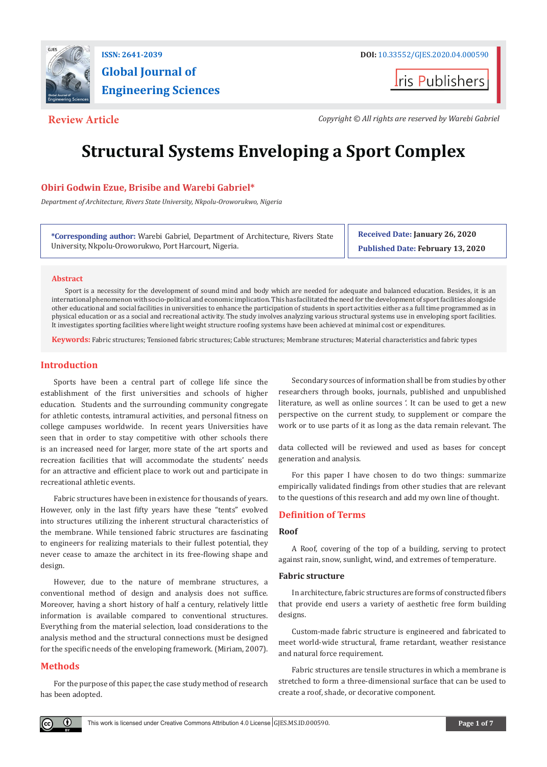ISSN: 2641-2039

DOI: 10.33552/GJES.2020.04.000590

# Global Journal of Engineering Sciences

Iris Publishers

**Review Article**

*Copyright © All rights are reserved by Warebi Gabriel*

# Structural Systems Enveloping a Sport Complex

**Obiri Godwin Ezue, Brisibe and Warebi Gabriel\***

*Department of Architecture, Rivers State University, Nkpolu-Oroworukwo, Nigeria*

**\*Corresponding author:** Warebi Gabriel, Department of Architecture, Rivers State University, Nkpolu-Oroworukwo, Port Harcourt, Nigeria.

**Received Date: January 26, 2020**

**Published Date: February 13, 2020**

## Abstract

Sport is a necessity for the development of sound mind and body which are needed for adequate and balanced education. Besides, it is an international phenomenon with socio-political and economic implication. This has facilitated the need for the development of sport facilities alongside other educational and social facilities in universities to enhance the participation of students in sport activities either as a full time programmed as in physical education or as a social and recreational activity. The study involves analyzing various structural systems use in enveloping sport facilities. It investigates sporting facilities where light weight structure roofing systems have been achieved at minimal cost or expenditures.

**Keywords:** Fabric structures; Tensioned fabric structures; Cable structures; Membrane structures; Material characteristics and fabric types

## Introduction

Sports have been a central part of college life since the establishment of the first universities and schools of higher education. Students and the surrounding community congregate for athletic contests, intramural activities, and personal fitness on college campuses worldwide. In recent years Universities have seen that in order to stay competitive with other schools there is an increased need for larger, more state of the art sports and recreation facilities that will accommodate the students' needs for an attractive and efficient place to work out and participate in recreational athletic events.

Fabric structures have been in existence for thousands of years. However, only in the last fifty years have these "tents" evolved into structures utilizing the inherent structural characteristics of the membrane. While tensioned fabric structures are fascinating to engineers for realizing materials to their fullest potential, they never cease to amaze the architect in its free-flowing shape and design.

However, due to the nature of membrane structures, a conventional method of design and analysis does not suffice. Moreover, having a short history of half a century, relatively little information is available compared to conventional structures. Everything from the material selection, load considerations to the analysis method and the structural connections must be designed for the specific needs of the enveloping framework. (Miriam, 2007).

## Methods

For the purpose of this paper, the case study method of research has been adopted.

Secondary sources of information shall be from studies by other researchers through books, journals, published and unpublished literature, as well as online sources ٰ. It can be used to get a new perspective on the current study, to supplement or compare the work or to use parts of it as long as the data remain relevant. The data collected will be reviewed and used as bases for concept generation and analysis.

For this paper I have chosen to do two things: summarize empirically validated findings from other studies that are relevant to the questions of this research and add my own line of thought.

## Definition of Terms

### Roof

A Roof, covering of the top of a building, serving to protect against rain, snow, sunlight, wind, and extremes of temperature.

### Fabric structure

In architecture, fabric structures are forms of constructed fibers that provide end users a variety of aesthetic free form building designs.

Custom-made fabric structure is engineered and fabricated to meet world-wide structural, frame retardant, weather resistance and natural force requirement.

Fabric structures are tensile structures in which a membrane is stretched to form a three-dimensional surface that can be used to create a roof, shade, or decorative component.

This work is licensed under Creative Commons Attribution 4.0 License | GJES.MS.ID.000590.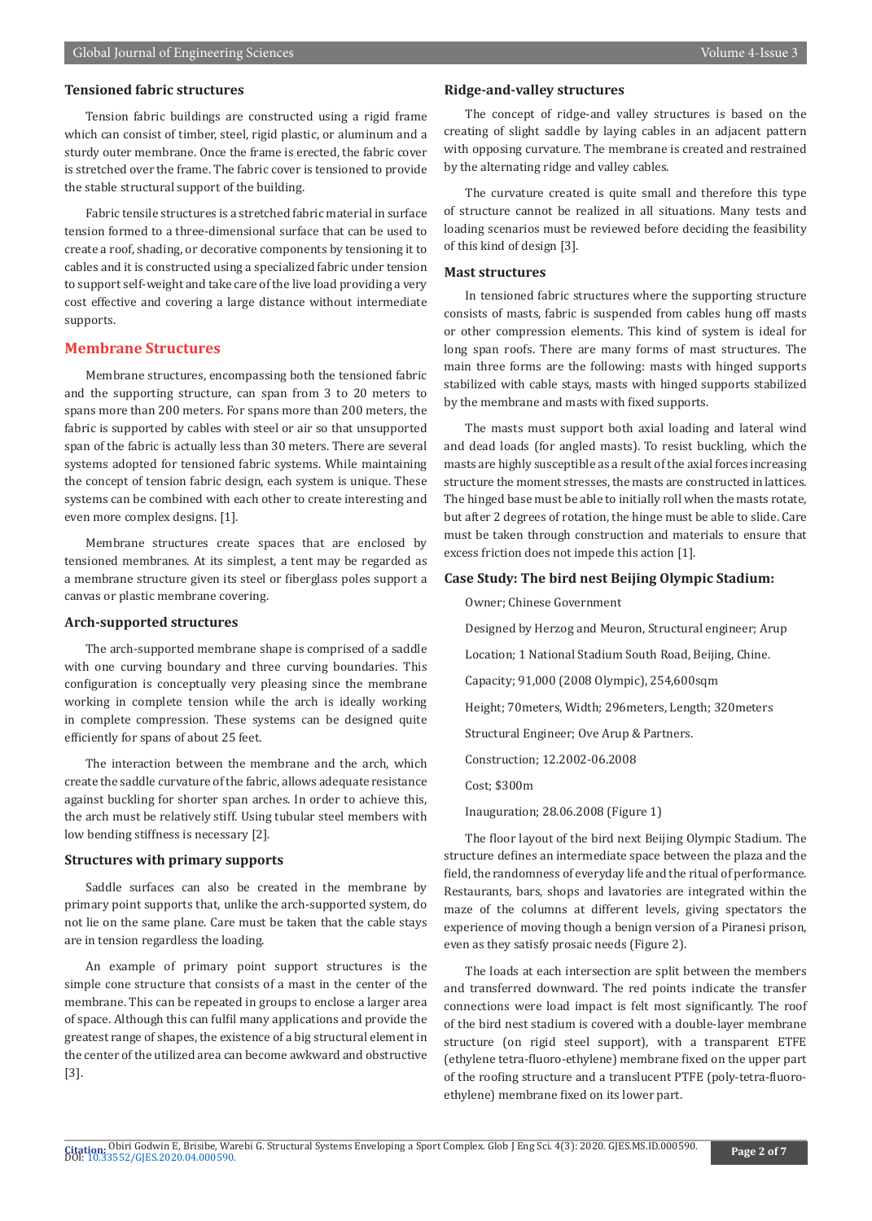### Tensioned fabric structures

Tension fabric buildings are constructed using a rigid frame which can consist of timber, steel, rigid plastic, or aluminum and a sturdy outer membrane. Once the frame is erected, the fabric cover is stretched over the frame. The fabric cover is tensioned to provide the stable structural support of the building.

Fabric tensile structures is a stretched fabric material in surface tension formed to a three-dimensional surface that can be used to create a roof, shading, or decorative components by tensioning it to cables and it is constructed using a specialized fabric under tension to support self-weight and take care of the live load providing a very cost effective and covering a large distance without intermediate supports.

## Membrane Structures

Membrane structures, encompassing both the tensioned fabric and the supporting structure, can span from 3 to 20 meters to spans more than 200 meters. For spans more than 200 meters, the fabric is supported by cables with steel or air so that unsupported span of the fabric is actually less than 30 meters. There are several systems adopted for tensioned fabric systems. While maintaining the concept of tension fabric design, each system is unique. These systems can be combined with each other to create interesting and even more complex designs. [1].

Membrane structures create spaces that are enclosed by tensioned membranes. At its simplest, a tent may be regarded as a membrane structure given its steel or fiberglass poles support a canvas or plastic membrane covering.

### Arch-supported structures

The arch-supported membrane shape is comprised of a saddle with one curving boundary and three curving boundaries. This configuration is conceptually very pleasing since the membrane working in complete tension while the arch is ideally working in complete compression. These systems can be designed quite efficiently for spans of about 25 feet.

The interaction between the membrane and the arch, which create the saddle curvature of the fabric, allows adequate resistance against buckling for shorter span arches. In order to achieve this, the arch must be relatively stiff. Using tubular steel members with low bending stiffness is necessary [2].

### Structures with primary supports

Saddle surfaces can also be created in the membrane by primary point supports that, unlike the arch-supported system, do not lie on the same plane. Care must be taken that the cable stays are in tension regardless the loading.

An example of primary point support structures is the simple cone structure that consists of a mast in the center of the membrane. This can be repeated in groups to enclose a larger area of space. Although this can fulfil many applications and provide the greatest range of shapes, the existence of a big structural element in the center of the utilized area can become awkward and obstructive [3].

### Ridge-and-valley structures

The concept of ridge-and valley structures is based on the creating of slight saddle by laying cables in an adjacent pattern with opposing curvature. The membrane is created and restrained by the alternating ridge and valley cables.

The curvature created is quite small and therefore this type of structure cannot be realized in all situations. Many tests and loading scenarios must be reviewed before deciding the feasibility of this kind of design [3].

### Mast structures

In tensioned fabric structures where the supporting structure consists of masts, fabric is suspended from cables hung off masts or other compression elements. This kind of system is ideal for long span roofs. There are many forms of mast structures. The main three forms are the following: masts with hinged supports stabilized with cable stays, masts with hinged supports stabilized by the membrane and masts with fixed supports.

The masts must support both axial loading and lateral wind and dead loads (for angled masts). To resist buckling, which the masts are highly susceptible as a result of the axial forces increasing structure the moment stresses, the masts are constructed in lattices. The hinged base must be able to initially roll when the masts rotate, but after 2 degrees of rotation, the hinge must be able to slide. Care must be taken through construction and materials to ensure that excess friction does not impede this action [1].

### Case Study: The bird nest Beijing Olympic Stadium:

Owner; Chinese Government

Designed by Herzog and Meuron, Structural engineer; Arup

Location; 1 National Stadium South Road, Beijing, Chine.

Capacity; 91,000 (2008 Olympic), 254,600sqm

Height; 70meters, Width; 296meters, Length; 320meters

Structural Engineer; Ove Arup & Partners.

Construction; 12.2002-06.2008

Cost; $300m

Inauguration; 28.06.2008 (Figure 1)

The floor layout of the bird next Beijing Olympic Stadium. The structure defines an intermediate space between the plaza and the field, the randomness of everyday life and the ritual of performance. Restaurants, bars, shops and lavatories are integrated within the maze of the columns at different levels, giving spectators the experience of moving though a benign version of a Piranesi prison, even as they satisfy prosaic needs (Figure 2).

The loads at each intersection are split between the members and transferred downward. The red points indicate the transfer connections were load impact is felt most significantly. The roof of the bird nest stadium is covered with a double-layer membrane structure (on rigid steel support), with a transparent ETFE (ethylene tetra-fluoro-ethylene) membrane fixed on the upper part of the roofing structure and a translucent PTFE (poly-tetra-fluoro-ethylene) membrane fixed on its lower part.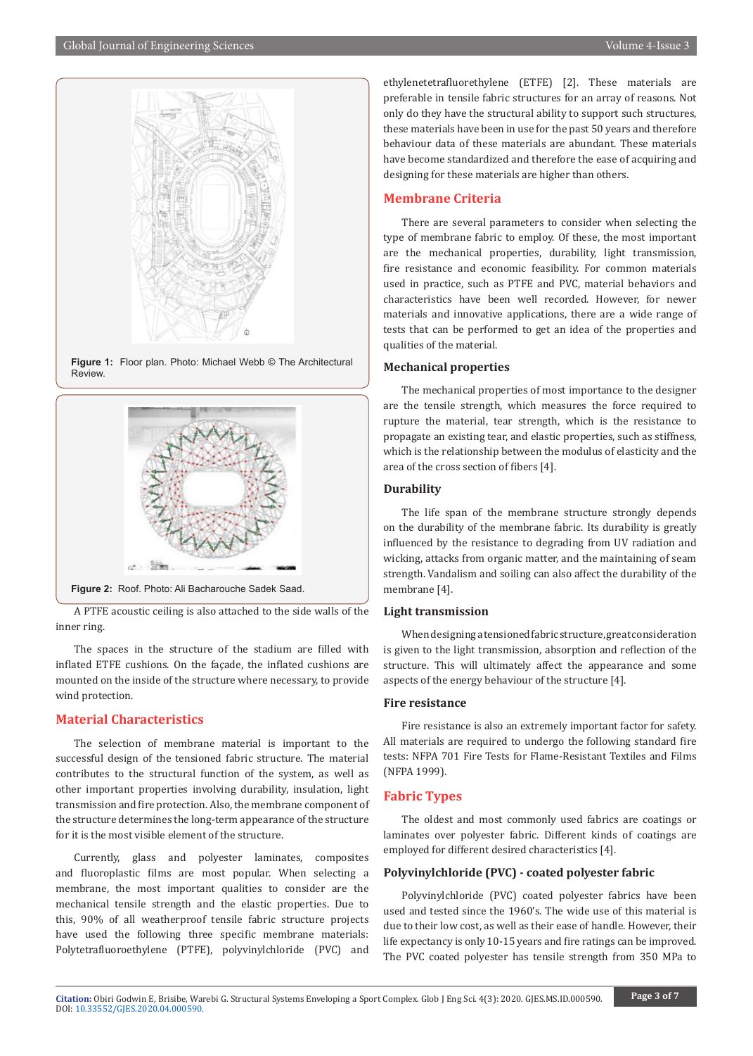Figure 1: Floor plan. Photo: Michael Webb © The Architectural Review.

Figure 2: Roof. Photo: Ali Bacharouche Sadek Saad.

A PTFE acoustic ceiling is also attached to the side walls of the inner ring.

The spaces in the structure of the stadium are filled with inflated ETFE cushions. On the façade, the inflated cushions are mounted on the inside of the structure where necessary, to provide wind protection.

## Material Characteristics

The selection of membrane material is important to the successful design of the tensioned fabric structure. The material contributes to the structural function of the system, as well as other important properties involving durability, insulation, light transmission and fire protection. Also, the membrane component of the structure determines the long-term appearance of the structure for it is the most visible element of the structure.

Currently, glass and polyester laminates, composites and fluoroplastic films are most popular. When selecting a membrane, the most important qualities to consider are the mechanical tensile strength and the elastic properties. Due to this, 90% of all weatherproof tensile fabric structure projects have used the following three specific membrane materials: Polytetrafluoroethylene (PTFE), polyvinylchloride (PVC) and ethylenetetrafluorethylene (ETFE) [2]. These materials are preferable in tensile fabric structures for an array of reasons. Not only do they have the structural ability to support such structures, these materials have been in use for the past 50 years and therefore behaviour data of these materials are abundant. These materials have become standardized and therefore the ease of acquiring and designing for these materials are higher than others.

## Membrane Criteria

There are several parameters to consider when selecting the type of membrane fabric to employ. Of these, the most important are the mechanical properties, durability, light transmission, fire resistance and economic feasibility. For common materials used in practice, such as PTFE and PVC, material behaviors and characteristics have been well recorded. However, for newer materials and innovative applications, there are a wide range of tests that can be performed to get an idea of the properties and qualities of the material.

### Mechanical properties

The mechanical properties of most importance to the designer are the tensile strength, which measures the force required to rupture the material, tear strength, which is the resistance to propagate an existing tear, and elastic properties, such as stiffness, which is the relationship between the modulus of elasticity and the area of the cross section of fibers [4].

### Durability

The life span of the membrane structure strongly depends on the durability of the membrane fabric. Its durability is greatly influenced by the resistance to degrading from UV radiation and wicking, attacks from organic matter, and the maintaining of seam strength. Vandalism and soiling can also affect the durability of the membrane [4].

### Light transmission

When designing a tensioned fabric structure, great consideration is given to the light transmission, absorption and reflection of the structure. This will ultimately affect the appearance and some aspects of the energy behaviour of the structure [4].

### Fire resistance

Fire resistance is also an extremely important factor for safety. All materials are required to undergo the following standard fire tests: NFPA 701 Fire Tests for Flame-Resistant Textiles and Films (NFPA 1999).

## Fabric Types

The oldest and most commonly used fabrics are coatings or laminates over polyester fabric. Different kinds of coatings are employed for different desired characteristics [4].

### Polyvinylchloride (PVC) - coated polyester fabric

Polyvinylchloride (PVC) coated polyester fabrics have been used and tested since the 1960's. The wide use of this material is due to their low cost, as well as their ease of handle. However, their life expectancy is only 10-15 years and fire ratings can be improved. The PVC coated polyester has tensile strength from 350 MPa to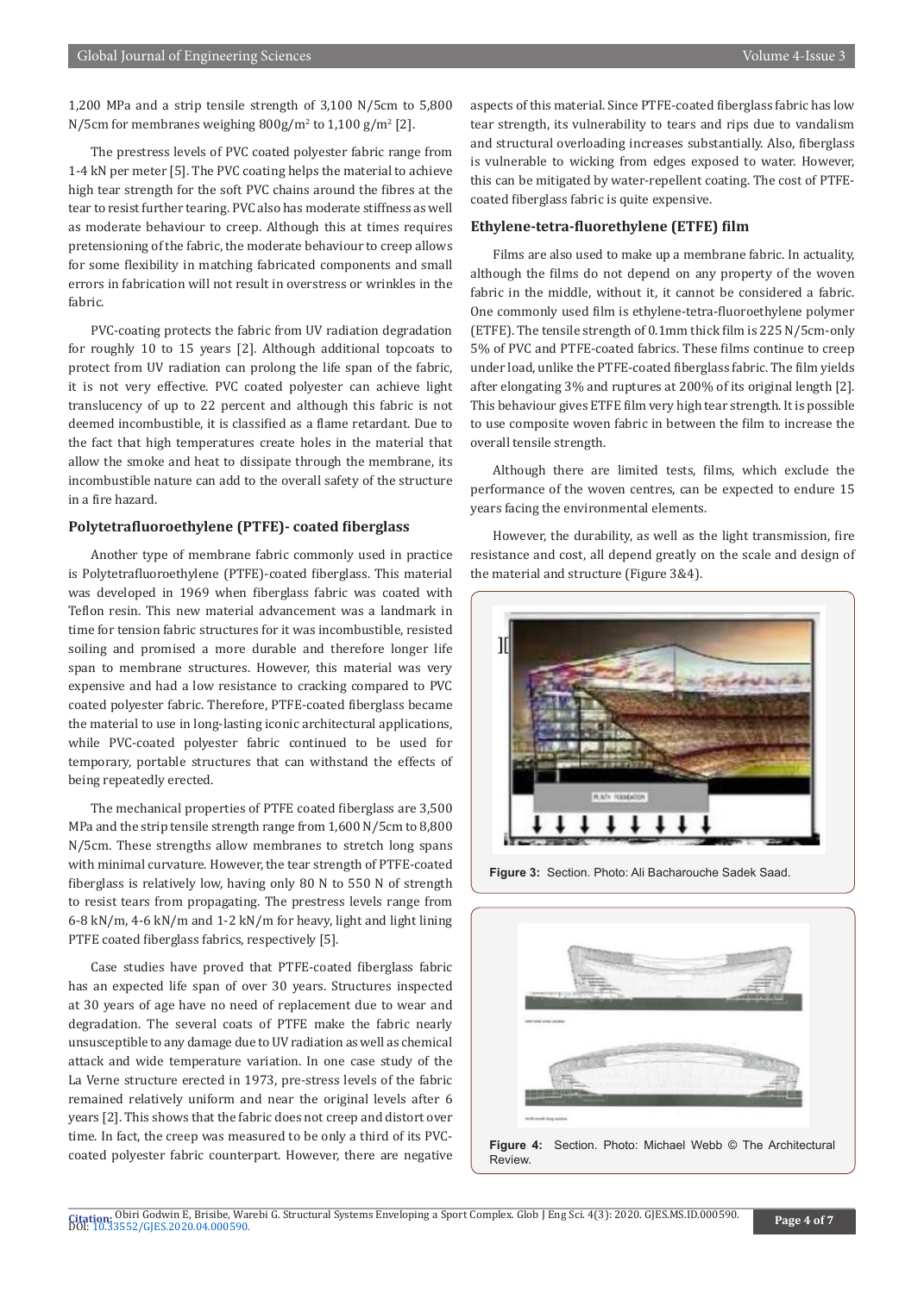1,200 MPa and a strip tensile strength of 3,100 N/5cm to 5,800 N/5cm for membranes weighing 800g/m$^2$ to 1,100 g/m$^2$ [2].

The prestress levels of PVC coated polyester fabric range from 1-4 kN per meter [5]. The PVC coating helps the material to achieve high tear strength for the soft PVC chains around the fibres at the tear to resist further tearing. PVC also has moderate stiffness as well as moderate behaviour to creep. Although this at times requires pretensioning of the fabric, the moderate behaviour to creep allows for some flexibility in matching fabricated components and small errors in fabrication will not result in overstress or wrinkles in the fabric.

PVC-coating protects the fabric from UV radiation degradation for roughly 10 to 15 years [2]. Although additional topcoats to protect from UV radiation can prolong the life span of the fabric, it is not very effective. PVC coated polyester can achieve light translucency of up to 22 percent and although this fabric is not deemed incombustible, it is classified as a flame retardant. Due to the fact that high temperatures create holes in the material that allow the smoke and heat to dissipate through the membrane, its incombustible nature can add to the overall safety of the structure in a fire hazard.

### Polytetrafluoroethylene (PTFE)- coated fiberglass

Another type of membrane fabric commonly used in practice is Polytetrafluoroethylene (PTFE)-coated fiberglass. This material was developed in 1969 when fiberglass fabric was coated with Teflon resin. This new material advancement was a landmark in time for tension fabric structures for it was incombustible, resisted soiling and promised a more durable and therefore longer life span to membrane structures. However, this material was very expensive and had a low resistance to cracking compared to PVC coated polyester fabric. Therefore, PTFE-coated fiberglass became the material to use in long-lasting iconic architectural applications, while PVC-coated polyester fabric continued to be used for temporary, portable structures that can withstand the effects of being repeatedly erected.

The mechanical properties of PTFE coated fiberglass are 3,500 MPa and the strip tensile strength range from 1,600 N/5cm to 8,800 N/5cm. These strengths allow membranes to stretch long spans with minimal curvature. However, the tear strength of PTFE-coated fiberglass is relatively low, having only 80 N to 550 N of strength to resist tears from propagating. The prestress levels range from 6-8 kN/m, 4-6 kN/m and 1-2 kN/m for heavy, light and light lining PTFE coated fiberglass fabrics, respectively [5].

Case studies have proved that PTFE-coated fiberglass fabric has an expected life span of over 30 years. Structures inspected at 30 years of age have no need of replacement due to wear and degradation. The several coats of PTFE make the fabric nearly unsusceptible to any damage due to UV radiation as well as chemical attack and wide temperature variation. In one case study of the La Verne structure erected in 1973, pre-stress levels of the fabric remained relatively uniform and near the original levels after 6 years [2]. This shows that the fabric does not creep and distort over time. In fact, the creep was measured to be only a third of its PVC-coated polyester fabric counterpart. However, there are negative aspects of this material. Since PTFE-coated fiberglass fabric has low tear strength, its vulnerability to tears and rips due to vandalism and structural overloading increases substantially. Also, fiberglass is vulnerable to wicking from edges exposed to water. However, this can be mitigated by water-repellent coating. The cost of PTFE-coated fiberglass fabric is quite expensive.

### Ethylene-tetra-fluorethylene (ETFE) film

Films are also used to make up a membrane fabric. In actuality, although the films do not depend on any property of the woven fabric in the middle, without it, it cannot be considered a fabric. One commonly used film is ethylene-tetra-fluoroethylene polymer (ETFE). The tensile strength of 0.1mm thick film is 225 N/5cm-only 5% of PVC and PTFE-coated fabrics. These films continue to creep under load, unlike the PTFE-coated fiberglass fabric. The film yields after elongating 3% and ruptures at 200% of its original length [2]. This behaviour gives ETFE film very high tear strength. It is possible to use composite woven fabric in between the film to increase the overall tensile strength.

Although there are limited tests, films, which exclude the performance of the woven centres, can be expected to endure 15 years facing the environmental elements.

However, the durability, as well as the light transmission, fire resistance and cost, all depend greatly on the scale and design of the material and structure (Figure 3&4).

**Figure 3:** Section. Photo: Ali Bacharouche Sadek Saad.

**Figure 4:** Section. Photo: Michael Webb © The Architectural Review.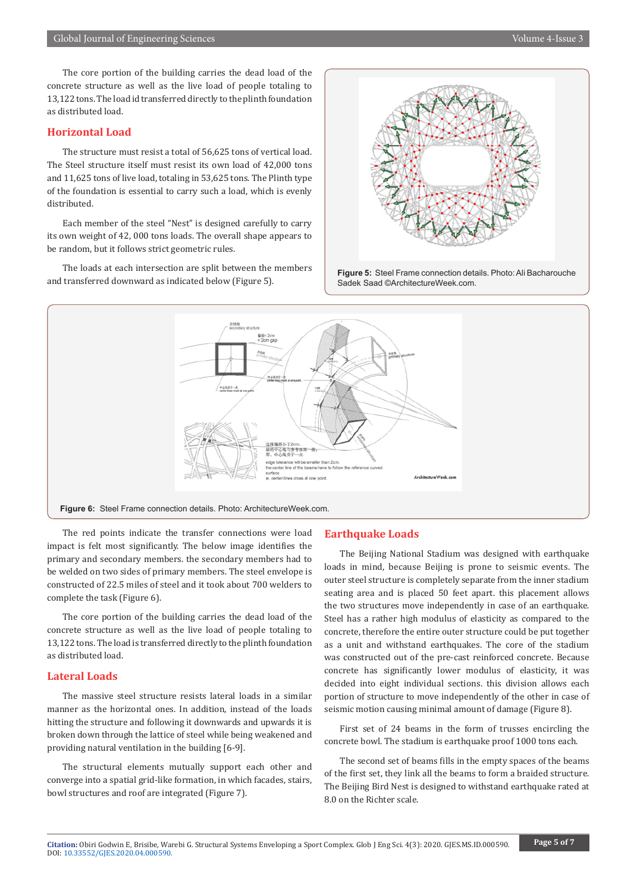The core portion of the building carries the dead load of the concrete structure as well as the live load of people totaling to 13,122 tons. The load id transferred directly to the plinth foundation as distributed load.

## Horizontal Load

The structure must resist a total of 56,625 tons of vertical load. The Steel structure itself must resist its own load of 42,000 tons and 11,625 tons of live load, totaling in 53,625 tons. The Plinth type of the foundation is essential to carry such a load, which is evenly distributed.

Each member of the steel "Nest" is designed carefully to carry its own weight of 42, 000 tons loads. The overall shape appears to be random, but it follows strict geometric rules.

The loads at each intersection are split between the members and transferred downward as indicated below (Figure 5).

**Figure 5:** Steel Frame connection details. Photo: Ali Bacharouche Sadek Saad ©ArchitectureWeek.com.

**Figure 6:** Steel Frame connection details. Photo: ArchitectureWeek.com.

The red points indicate the transfer connections were load impact is felt most significantly. The below image identifies the primary and secondary members. the secondary members had to be welded on two sides of primary members. The steel envelope is constructed of 22.5 miles of steel and it took about 700 welders to complete the task (Figure 6).

The core portion of the building carries the dead load of the concrete structure as well as the live load of people totaling to 13,122 tons. The load is transferred directly to the plinth foundation as distributed load.

## Lateral Loads

The massive steel structure resists lateral loads in a similar manner as the horizontal ones. In addition, instead of the loads hitting the structure and following it downwards and upwards it is broken down through the lattice of steel while being weakened and providing natural ventilation in the building [6-9].

The structural elements mutually support each other and converge into a spatial grid-like formation, in which facades, stairs, bowl structures and roof are integrated (Figure 7).

## Earthquake Loads

The Beijing National Stadium was designed with earthquake loads in mind, because Beijing is prone to seismic events. The outer steel structure is completely separate from the inner stadium seating area and is placed 50 feet apart. this placement allows the two structures move independently in case of an earthquake. Steel has a rather high modulus of elasticity as compared to the concrete, therefore the entire outer structure could be put together as a unit and withstand earthquakes. The core of the stadium was constructed out of the pre-cast reinforced concrete. Because concrete has significantly lower modulus of elasticity, it was decided into eight individual sections. this division allows each portion of structure to move independently of the other in case of seismic motion causing minimal amount of damage (Figure 8).

First set of 24 beams in the form of trusses encircling the concrete bowl. The stadium is earthquake proof 1000 tons each.

The second set of beams fills in the empty spaces of the beams of the first set, they link all the beams to form a braided structure. The Beijing Bird Nest is designed to withstand earthquake rated at 8.0 on the Richter scale.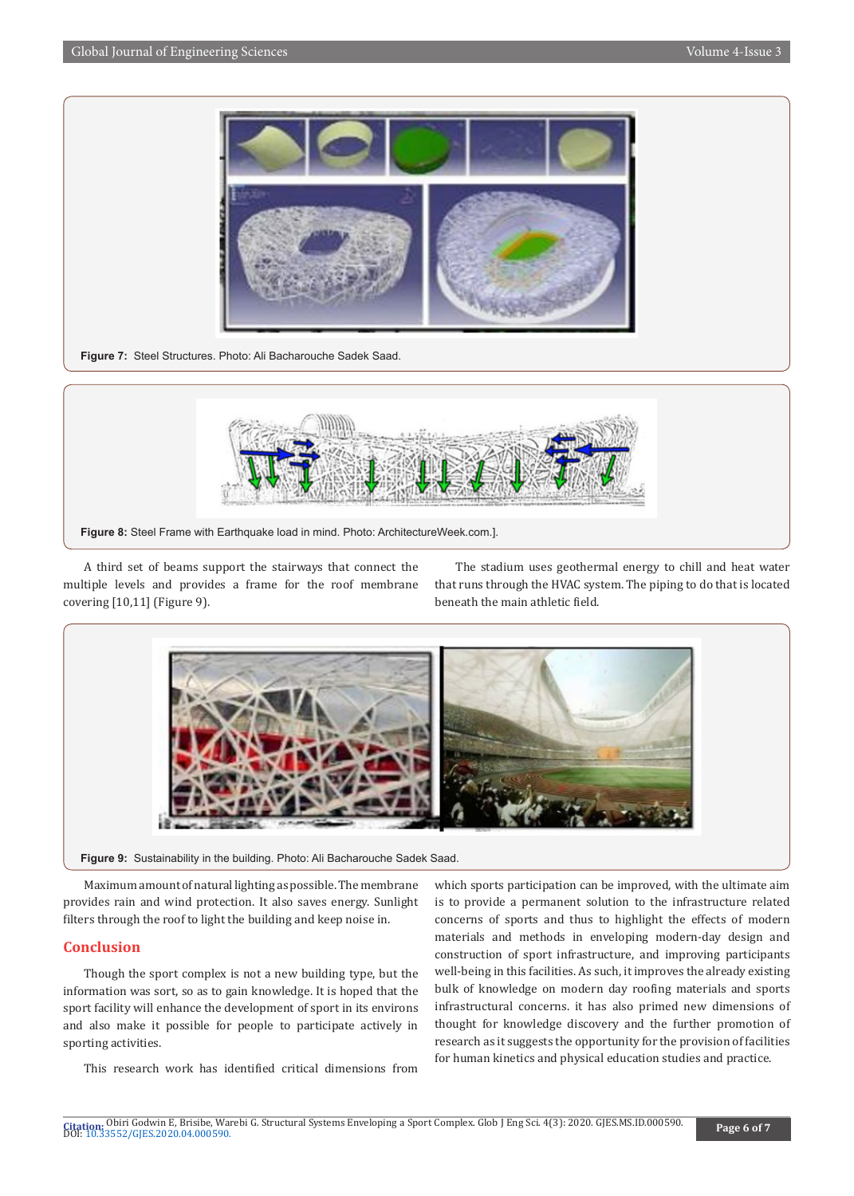Figure 7: Steel Structures. Photo: Ali Bacharouche Sadek Saad.

Figure 8: Steel Frame with Earthquake load in mind. Photo: ArchitectureWeek.com.].

A third set of beams support the stairways that connect the multiple levels and provides a frame for the roof membrane covering [10,11] (Figure 9).

The stadium uses geothermal energy to chill and heat water that runs through the HVAC system. The piping to do that is located beneath the main athletic field.

Figure 9: Sustainability in the building. Photo: Ali Bacharouche Sadek Saad.

Maximum amount of natural lighting as possible. The membrane provides rain and wind protection. It also saves energy. Sunlight filters through the roof to light the building and keep noise in.

## Conclusion

Though the sport complex is not a new building type, but the information was sort, so as to gain knowledge. It is hoped that the sport facility will enhance the development of sport in its environs and also make it possible for people to participate actively in sporting activities.

This research work has identified critical dimensions from which sports participation can be improved, with the ultimate aim is to provide a permanent solution to the infrastructure related concerns of sports and thus to highlight the effects of modern materials and methods in enveloping modern-day design and construction of sport infrastructure, and improving participants well-being in this facilities. As such, it improves the already existing bulk of knowledge on modern day roofing materials and sports infrastructural concerns. it has also primed new dimensions of thought for knowledge discovery and the further promotion of research as it suggests the opportunity for the provision of facilities for human kinetics and physical education studies and practice.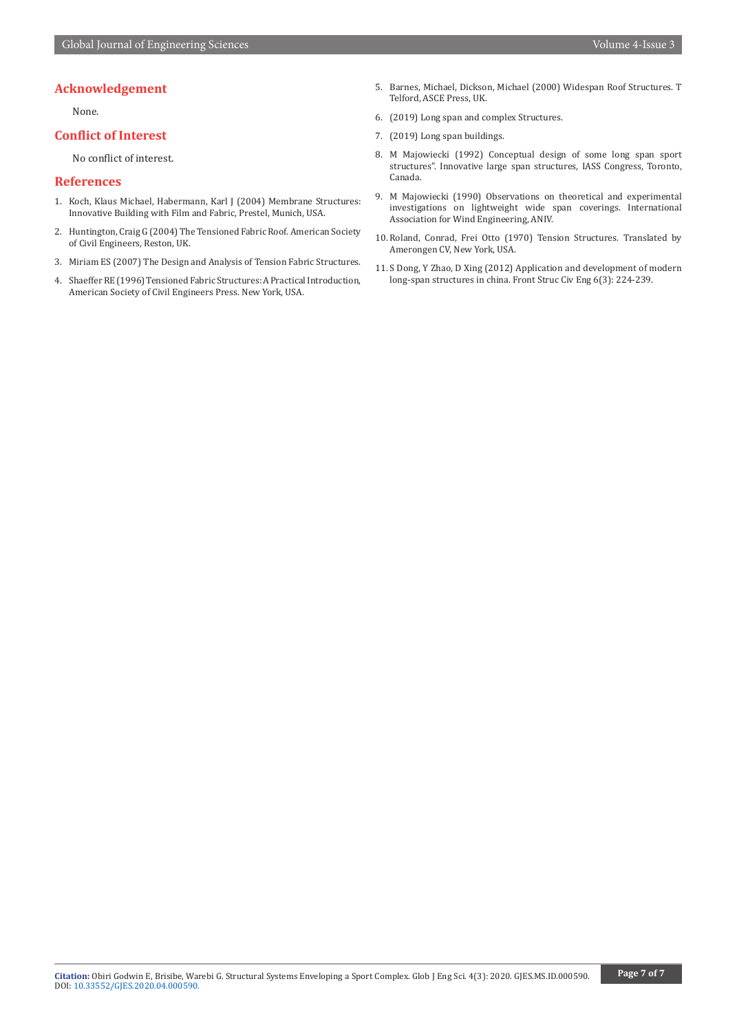## Acknowledgement

None.

## Conflict of Interest

No conflict of interest.

## References

1. Koch, Klaus Michael, Habermann, Karl J (2004) Membrane Structures: Innovative Building with Film and Fabric, Prestel, Munich, USA.
2. Huntington, Craig G (2004) The Tensioned Fabric Roof. American Society of Civil Engineers, Reston, UK.
3. Miriam ES (2007) The Design and Analysis of Tension Fabric Structures.
4. Shaeffer RE (1996) Tensioned Fabric Structures: A Practical Introduction, American Society of Civil Engineers Press. New York, USA.
5. Barnes, Michael, Dickson, Michael (2000) Widespan Roof Structures. T Telford, ASCE Press, UK.
6. (2019) Long span and complex Structures.
7. (2019) Long span buildings.
8. M Majowiecki (1992) Conceptual design of some long span sport structures". Innovative large span structures, IASS Congress, Toronto, Canada.
9. M Majowiecki (1990) Observations on theoretical and experimental investigations on lightweight wide span coverings. International Association for Wind Engineering, ANIV.
10. Roland, Conrad, Frei Otto (1970) Tension Structures. Translated by Amerongen CV, New York, USA.
11. S Dong, Y Zhao, D Xing (2012) Application and development of modern long-span structures in china. Front Struc Civ Eng 6(3): 224-239.